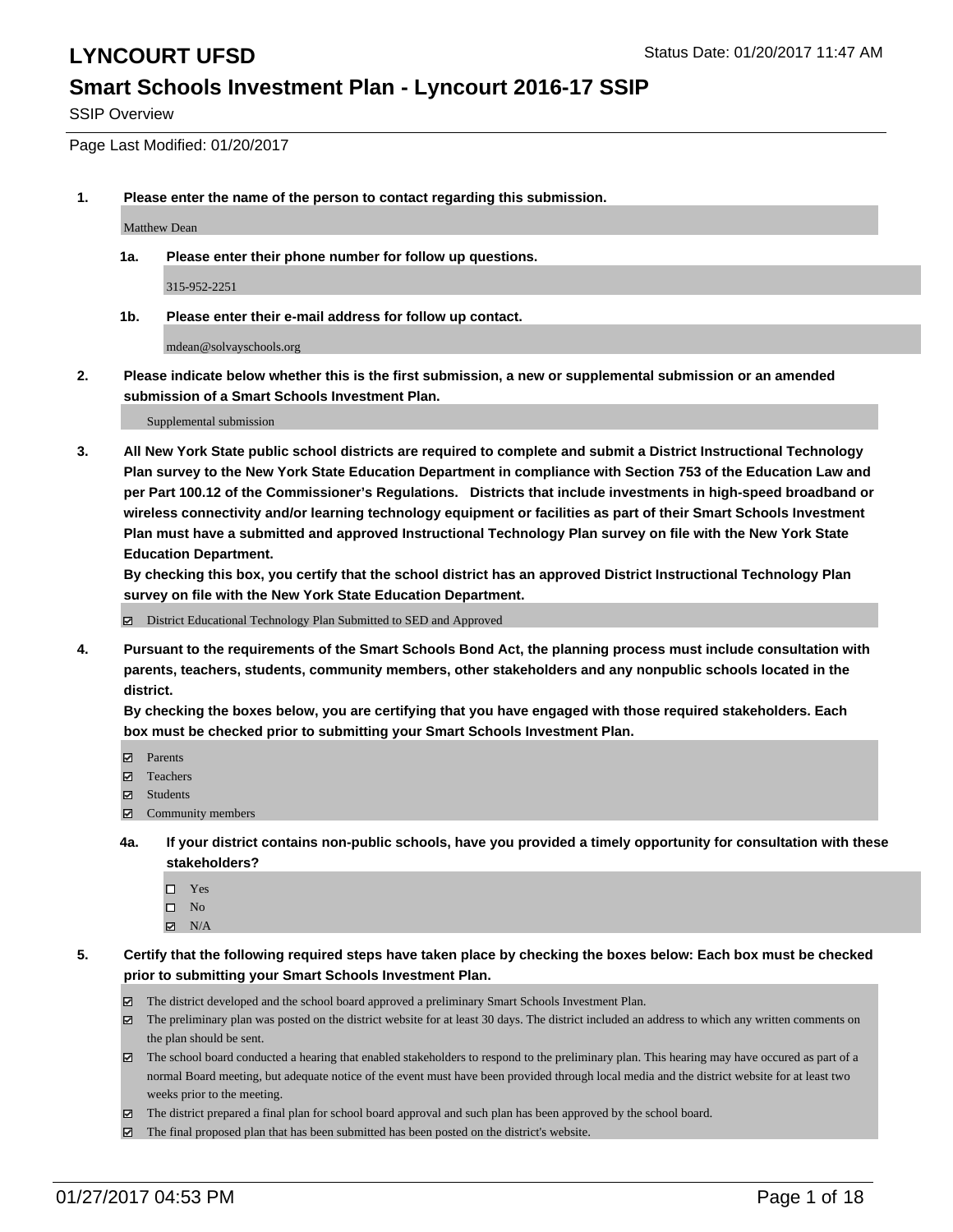# LYNCOURT UFSD

Status Date: 01/20/2017 11:47 AM

## Smart Schools Investment Plan - Lyncourt 2016-17 SSIP

SSIP Overview

Page Last Modified: 01/20/2017

**1. Please enter the name of the person to contact regarding this submission.**

Matthew Dean

**1a. Please enter their phone number for follow up questions.**

315-952-2251

**1b. Please enter their e-mail address for follow up contact.**

mdean@solvayschools.org

**2. Please indicate below whether this is the first submission, a new or supplemental submission or an amended submission of a Smart Schools Investment Plan.**

Supplemental submission

**3. All New York State public school districts are required to complete and submit a District Instructional Technology Plan survey to the New York State Education Department in compliance with Section 753 of the Education Law and per Part 100.12 of the Commissioner's Regulations. Districts that include investments in high-speed broadband or wireless connectivity and/or learning technology equipment or facilities as part of their Smart Schools Investment Plan must have a submitted and approved Instructional Technology Plan survey on file with the New York State Education Department.**
**By checking this box, you certify that the school district has an approved District Instructional Technology Plan survey on file with the New York State Education Department.**

- [x] District Educational Technology Plan Submitted to SED and Approved

**4. Pursuant to the requirements of the Smart Schools Bond Act, the planning process must include consultation with parents, teachers, students, community members, other stakeholders and any nonpublic schools located in the district.**
**By checking the boxes below, you are certifying that you have engaged with those required stakeholders. Each box must be checked prior to submitting your Smart Schools Investment Plan.**

- [x] Parents
- [x] Teachers
- [x] Students
- [x] Community members

**4a. If your district contains non-public schools, have you provided a timely opportunity for consultation with these stakeholders?**

- [ ] Yes
- [ ] No
- [x] N/A

**5. Certify that the following required steps have taken place by checking the boxes below: Each box must be checked prior to submitting your Smart Schools Investment Plan.**

- [x] The district developed and the school board approved a preliminary Smart Schools Investment Plan.
- [x] The preliminary plan was posted on the district website for at least 30 days. The district included an address to which any written comments on the plan should be sent.
- [x] The school board conducted a hearing that enabled stakeholders to respond to the preliminary plan. This hearing may have occured as part of a normal Board meeting, but adequate notice of the event must have been provided through local media and the district website for at least two weeks prior to the meeting.
- [x] The district prepared a final plan for school board approval and such plan has been approved by the school board.
- [x] The final proposed plan that has been submitted has been posted on the district's website.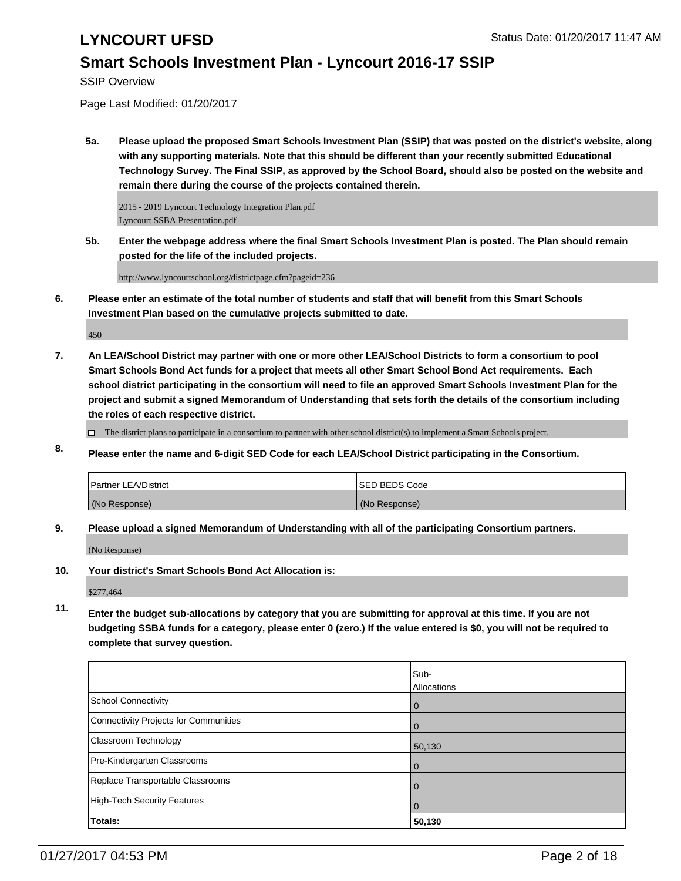# LYNCOURT UFSD

Status Date: 01/20/2017 11:47 AM

## Smart Schools Investment Plan - Lyncourt 2016-17 SSIP

SSIP Overview

Page Last Modified: 01/20/2017

**5a. Please upload the proposed Smart Schools Investment Plan (SSIP) that was posted on the district's website, along with any supporting materials. Note that this should be different than your recently submitted Educational Technology Survey. The Final SSIP, as approved by the School Board, should also be posted on the website and remain there during the course of the projects contained therein.**

2015 - 2019 Lyncourt Technology Integration Plan.pdf
Lyncourt SSBA Presentation.pdf

**5b. Enter the webpage address where the final Smart Schools Investment Plan is posted. The Plan should remain posted for the life of the included projects.**

http://www.lyncourtschool.org/districtpage.cfm?pageid=236

**6. Please enter an estimate of the total number of students and staff that will benefit from this Smart Schools Investment Plan based on the cumulative projects submitted to date.**

450

**7. An LEA/School District may partner with one or more other LEA/School Districts to form a consortium to pool Smart Schools Bond Act funds for a project that meets all other Smart School Bond Act requirements. Each school district participating in the consortium will need to file an approved Smart Schools Investment Plan for the project and submit a signed Memorandum of Understanding that sets forth the details of the consortium including the roles of each respective district.**

☐ The district plans to participate in a consortium to partner with other school district(s) to implement a Smart Schools project.

**8. Please enter the name and 6-digit SED Code for each LEA/School District participating in the Consortium.**

| Partner LEA/District | SED BEDS Code |
| --- | --- |
| (No Response) | (No Response) |

**9. Please upload a signed Memorandum of Understanding with all of the participating Consortium partners.**

(No Response)

**10. Your district's Smart Schools Bond Act Allocation is:**

$277,464

**11. Enter the budget sub-allocations by category that you are submitting for approval at this time. If you are not budgeting SSBA funds for a category, please enter 0 (zero.) If the value entered is $0, you will not be required to complete that survey question.**

| | Sub-Allocations |
| --- | --- |
| School Connectivity | 0 |
| Connectivity Projects for Communities | 0 |
| Classroom Technology | 50,130 |
| Pre-Kindergarten Classrooms | 0 |
| Replace Transportable Classrooms | 0 |
| High-Tech Security Features | 0 |
| **Totals:** | **50,130** |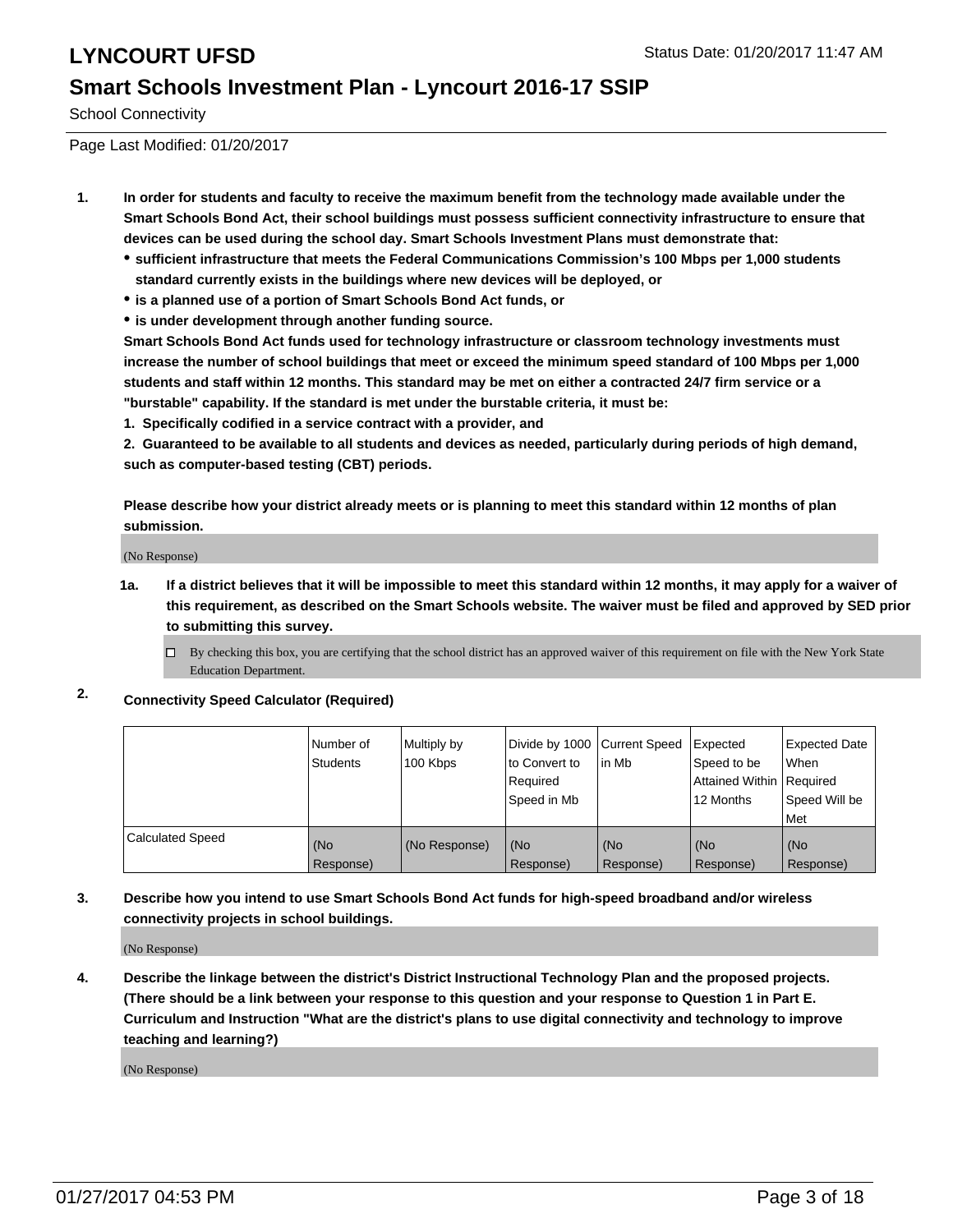School Connectivity

Page Last Modified: 01/20/2017

1. **In order for students and faculty to receive the maximum benefit from the technology made available under the Smart Schools Bond Act, their school buildings must possess sufficient connectivity infrastructure to ensure that devices can be used during the school day. Smart Schools Investment Plans must demonstrate that:**
   - **sufficient infrastructure that meets the Federal Communications Commission's 100 Mbps per 1,000 students standard currently exists in the buildings where new devices will be deployed, or**
   - **is a planned use of a portion of Smart Schools Bond Act funds, or**
   - **is under development through another funding source.**

   **Smart Schools Bond Act funds used for technology infrastructure or classroom technology investments must increase the number of school buildings that meet or exceed the minimum speed standard of 100 Mbps per 1,000 students and staff within 12 months. This standard may be met on either a contracted 24/7 firm service or a "burstable" capability. If the standard is met under the burstable criteria, it must be:**

   **1. Specifically codified in a service contract with a provider, and**

   **2. Guaranteed to be available to all students and devices as needed, particularly during periods of high demand, such as computer-based testing (CBT) periods.**

   **Please describe how your district already meets or is planning to meet this standard within 12 months of plan submission.**

   (No Response)

   **1a. If a district believes that it will be impossible to meet this standard within 12 months, it may apply for a waiver of this requirement, as described on the Smart Schools website. The waiver must be filed and approved by SED prior to submitting this survey.**

   ☐ By checking this box, you are certifying that the school district has an approved waiver of this requirement on file with the New York State Education Department.

2. **Connectivity Speed Calculator (Required)**

| | Number of Students | Multiply by 100 Kbps | Divide by 1000 to Convert to Required Speed in Mb | Current Speed in Mb | Expected Speed to be Attained Within 12 Months | Expected Date When Required Speed Will be Met |
|---|---|---|---|---|---|---|
| Calculated Speed | (No Response) | (No Response) | (No Response) | (No Response) | (No Response) | (No Response) |

3. **Describe how you intend to use Smart Schools Bond Act funds for high-speed broadband and/or wireless connectivity projects in school buildings.**

   (No Response)

4. **Describe the linkage between the district's District Instructional Technology Plan and the proposed projects. (There should be a link between your response to this question and your response to Question 1 in Part E. Curriculum and Instruction "What are the district's plans to use digital connectivity and technology to improve teaching and learning?)**

   (No Response)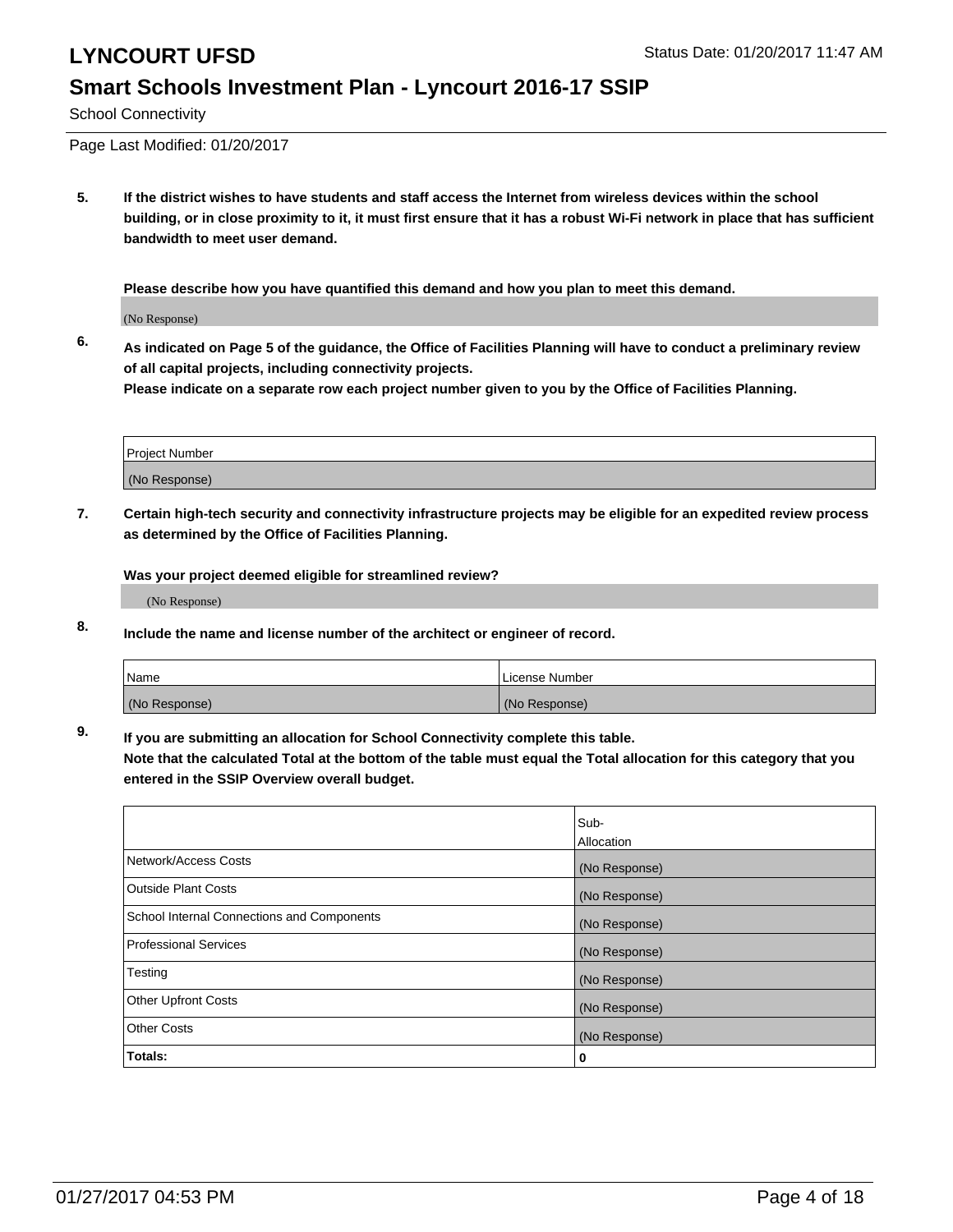# LYNCOURT UFSD

Status Date: 01/20/2017 11:47 AM

## Smart Schools Investment Plan - Lyncourt 2016-17 SSIP

School Connectivity

Page Last Modified: 01/20/2017

**5. If the district wishes to have students and staff access the Internet from wireless devices within the school building, or in close proximity to it, it must first ensure that it has a robust Wi-Fi network in place that has sufficient bandwidth to meet user demand.**

**Please describe how you have quantified this demand and how you plan to meet this demand.**

(No Response)

**6. As indicated on Page 5 of the guidance, the Office of Facilities Planning will have to conduct a preliminary review of all capital projects, including connectivity projects.**
**Please indicate on a separate row each project number given to you by the Office of Facilities Planning.**

| Project Number |
|---|
| (No Response) |

**7. Certain high-tech security and connectivity infrastructure projects may be eligible for an expedited review process as determined by the Office of Facilities Planning.**

**Was your project deemed eligible for streamlined review?**

(No Response)

**8. Include the name and license number of the architect or engineer of record.**

| Name | License Number |
|---|---|
| (No Response) | (No Response) |

**9. If you are submitting an allocation for School Connectivity complete this table.**
**Note that the calculated Total at the bottom of the table must equal the Total allocation for this category that you entered in the SSIP Overview overall budget.**

| | Sub-Allocation |
|---|---|
| Network/Access Costs | (No Response) |
| Outside Plant Costs | (No Response) |
| School Internal Connections and Components | (No Response) |
| Professional Services | (No Response) |
| Testing | (No Response) |
| Other Upfront Costs | (No Response) |
| Other Costs | (No Response) |
| **Totals:** | **0** |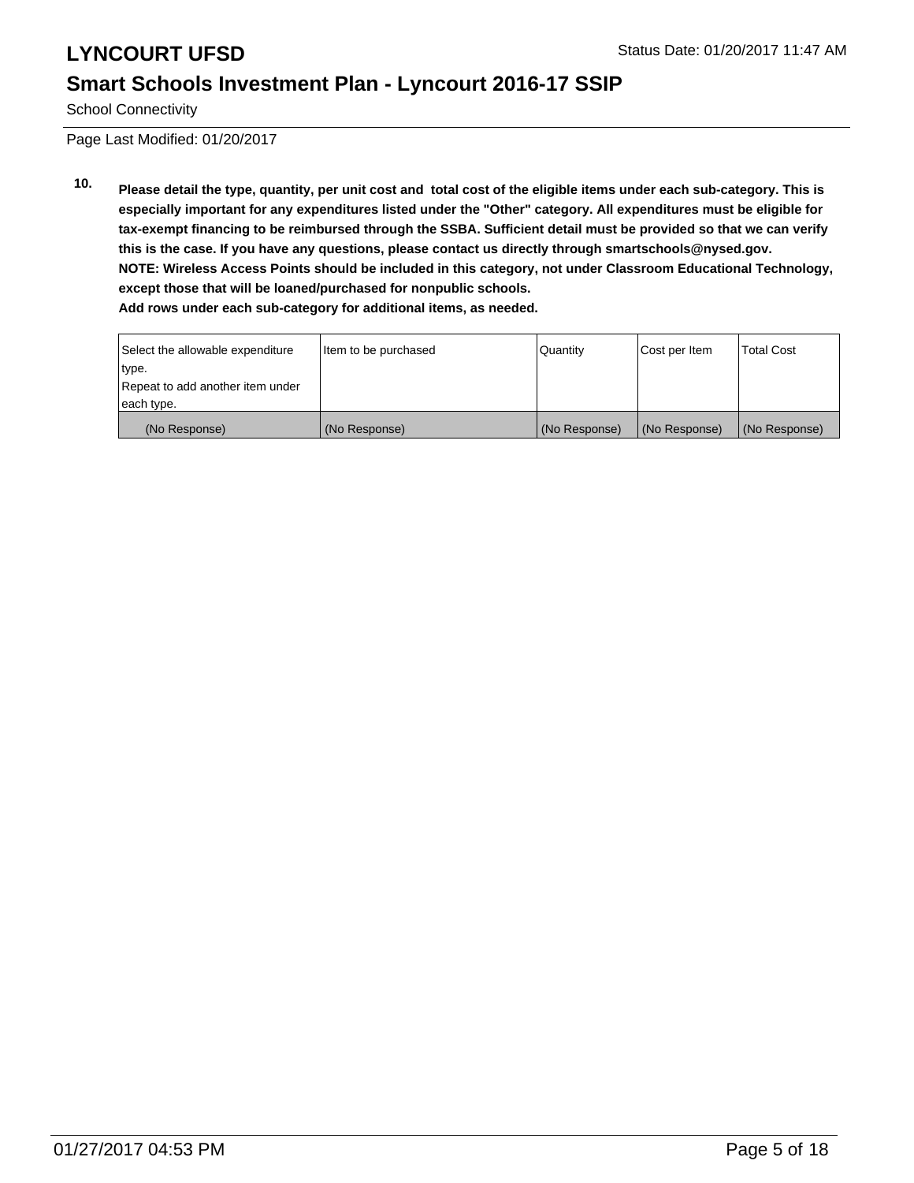Page Last Modified: 01/20/2017

**10. Please detail the type, quantity, per unit cost and total cost of the eligible items under each sub-category. This is especially important for any expenditures listed under the "Other" category. All expenditures must be eligible for tax-exempt financing to be reimbursed through the SSBA. Sufficient detail must be provided so that we can verify this is the case. If you have any questions, please contact us directly through smartschools@nysed.gov.**
**NOTE: Wireless Access Points should be included in this category, not under Classroom Educational Technology, except those that will be loaned/purchased for nonpublic schools.**
**Add rows under each sub-category for additional items, as needed.**

| Select the allowable expenditure type. Repeat to add another item under each type. | Item to be purchased | Quantity | Cost per Item | Total Cost |
|---|---|---|---|---|
| (No Response) | (No Response) | (No Response) | (No Response) | (No Response) |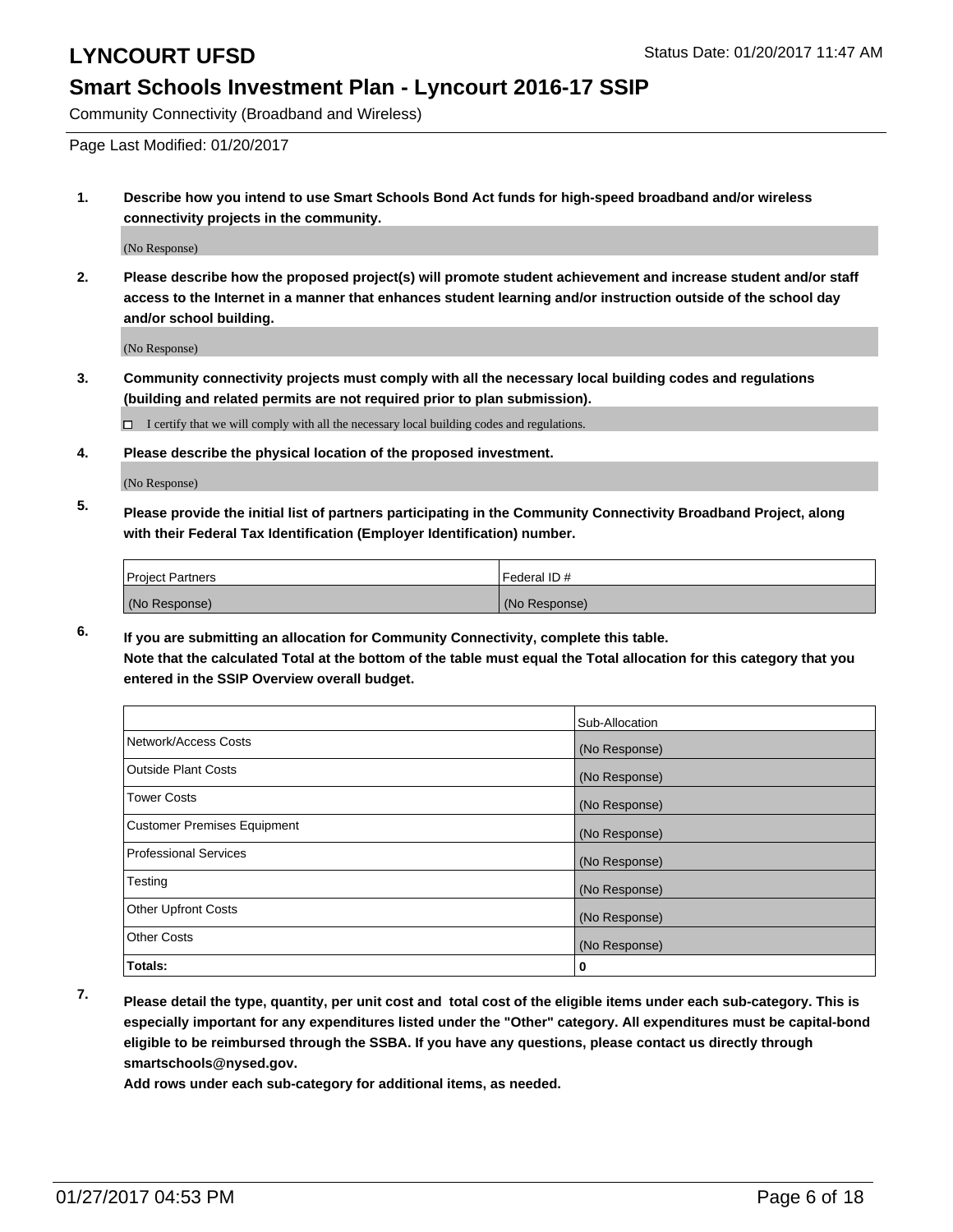# LYNCOURT UFSD

Status Date: 01/20/2017 11:47 AM

## Smart Schools Investment Plan - Lyncourt 2016-17 SSIP

Community Connectivity (Broadband and Wireless)

Page Last Modified: 01/20/2017

1. **Describe how you intend to use Smart Schools Bond Act funds for high-speed broadband and/or wireless connectivity projects in the community.**

   (No Response)

2. **Please describe how the proposed project(s) will promote student achievement and increase student and/or staff access to the Internet in a manner that enhances student learning and/or instruction outside of the school day and/or school building.**

   (No Response)

3. **Community connectivity projects must comply with all the necessary local building codes and regulations (building and related permits are not required prior to plan submission).**

   ☐ I certify that we will comply with all the necessary local building codes and regulations.

4. **Please describe the physical location of the proposed investment.**

   (No Response)

5. **Please provide the initial list of partners participating in the Community Connectivity Broadband Project, along with their Federal Tax Identification (Employer Identification) number.**

| Project Partners | Federal ID # |
| --- | --- |
| (No Response) | (No Response) |

6. **If you are submitting an allocation for Community Connectivity, complete this table.**
   **Note that the calculated Total at the bottom of the table must equal the Total allocation for this category that you entered in the SSIP Overview overall budget.**

| | Sub-Allocation |
| --- | --- |
| Network/Access Costs | (No Response) |
| Outside Plant Costs | (No Response) |
| Tower Costs | (No Response) |
| Customer Premises Equipment | (No Response) |
| Professional Services | (No Response) |
| Testing | (No Response) |
| Other Upfront Costs | (No Response) |
| Other Costs | (No Response) |
| **Totals:** | **0** |

7. **Please detail the type, quantity, per unit cost and total cost of the eligible items under each sub-category. This is especially important for any expenditures listed under the "Other" category. All expenditures must be capital-bond eligible to be reimbursed through the SSBA. If you have any questions, please contact us directly through smartschools@nysed.gov.**

   **Add rows under each sub-category for additional items, as needed.**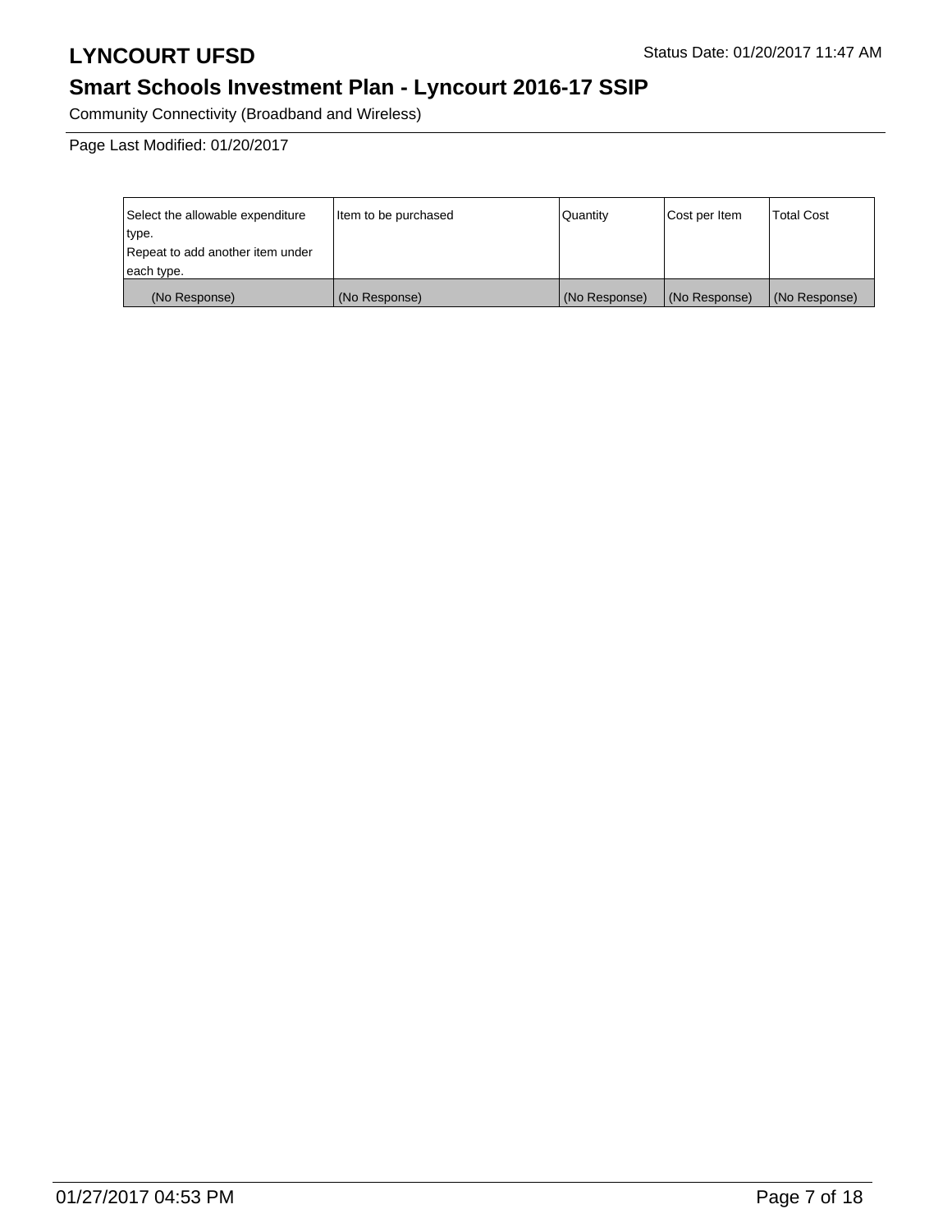| Select the allowable expenditure type.<br>Repeat to add another item under each type. | Item to be purchased | Quantity | Cost per Item | Total Cost |
|---|---|---|---|---|
| (No Response) | (No Response) | (No Response) | (No Response) | (No Response) |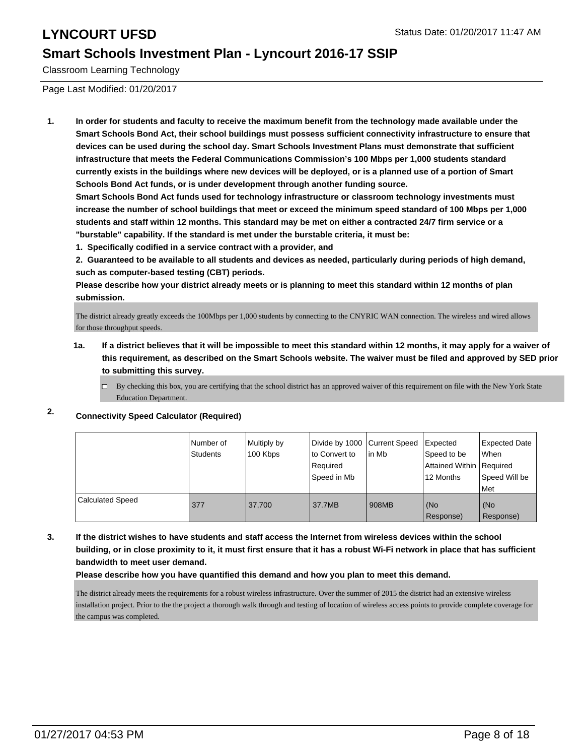Classroom Learning Technology

Page Last Modified: 01/20/2017

**1. In order for students and faculty to receive the maximum benefit from the technology made available under the Smart Schools Bond Act, their school buildings must possess sufficient connectivity infrastructure to ensure that devices can be used during the school day. Smart Schools Investment Plans must demonstrate that sufficient infrastructure that meets the Federal Communications Commission's 100 Mbps per 1,000 students standard currently exists in the buildings where new devices will be deployed, or is a planned use of a portion of Smart Schools Bond Act funds, or is under development through another funding source.**

**Smart Schools Bond Act funds used for technology infrastructure or classroom technology investments must increase the number of school buildings that meet or exceed the minimum speed standard of 100 Mbps per 1,000 students and staff within 12 months. This standard may be met on either a contracted 24/7 firm service or a "burstable" capability. If the standard is met under the burstable criteria, it must be:**

**1. Specifically codified in a service contract with a provider, and**

**2. Guaranteed to be available to all students and devices as needed, particularly during periods of high demand, such as computer-based testing (CBT) periods.**

**Please describe how your district already meets or is planning to meet this standard within 12 months of plan submission.**

The district already greatly exceeds the 100Mbps per 1,000 students by connecting to the CNYRIC WAN connection. The wireless and wired allows for those throughput speeds.

**1a. If a district believes that it will be impossible to meet this standard within 12 months, it may apply for a waiver of this requirement, as described on the Smart Schools website. The waiver must be filed and approved by SED prior to submitting this survey.**

- [ ] By checking this box, you are certifying that the school district has an approved waiver of this requirement on file with the New York State Education Department.

**2. Connectivity Speed Calculator (Required)**

| | Number of Students | Multiply by 100 Kbps | Divide by 1000 to Convert to Required Speed in Mb | Current Speed in Mb | Expected Speed to be Attained Within 12 Months | Expected Date When Required Speed Will be Met |
|---|---|---|---|---|---|---|
| Calculated Speed | 377 | 37,700 | 37.7MB | 908MB | (No Response) | (No Response) |

**3. If the district wishes to have students and staff access the Internet from wireless devices within the school building, or in close proximity to it, it must first ensure that it has a robust Wi-Fi network in place that has sufficient bandwidth to meet user demand.**

**Please describe how you have quantified this demand and how you plan to meet this demand.**

The district already meets the requirements for a robust wireless infrastructure. Over the summer of 2015 the district had an extensive wireless installation project. Prior to the the project a thorough walk through and testing of location of wireless access points to provide complete coverage for the campus was completed.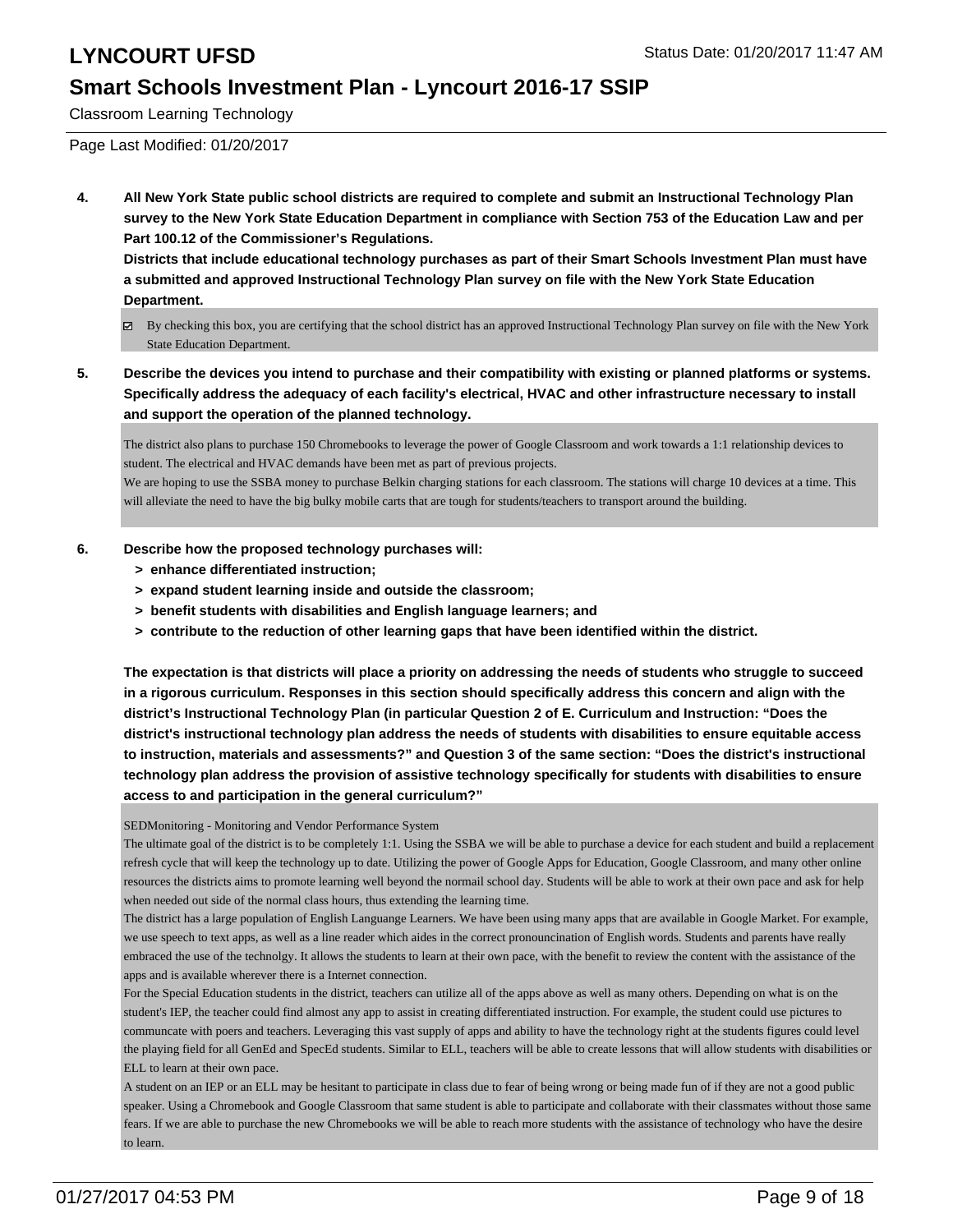Classroom Learning Technology

Page Last Modified: 01/20/2017

**4. All New York State public school districts are required to complete and submit an Instructional Technology Plan survey to the New York State Education Department in compliance with Section 753 of the Education Law and per Part 100.12 of the Commissioner's Regulations.**

**Districts that include educational technology purchases as part of their Smart Schools Investment Plan must have a submitted and approved Instructional Technology Plan survey on file with the New York State Education Department.**

☑ By checking this box, you are certifying that the school district has an approved Instructional Technology Plan survey on file with the New York State Education Department.

**5. Describe the devices you intend to purchase and their compatibility with existing or planned platforms or systems. Specifically address the adequacy of each facility's electrical, HVAC and other infrastructure necessary to install and support the operation of the planned technology.**

The district also plans to purchase 150 Chromebooks to leverage the power of Google Classroom and work towards a 1:1 relationship devices to student. The electrical and HVAC demands have been met as part of previous projects.
We are hoping to use the SSBA money to purchase Belkin charging stations for each classroom. The stations will charge 10 devices at a time. This will alleviate the need to have the big bulky mobile carts that are tough for students/teachers to transport around the building.

**6. Describe how the proposed technology purchases will:**

- **> enhance differentiated instruction;**
- **> expand student learning inside and outside the classroom;**
- **> benefit students with disabilities and English language learners; and**
- **> contribute to the reduction of other learning gaps that have been identified within the district.**

**The expectation is that districts will place a priority on addressing the needs of students who struggle to succeed in a rigorous curriculum. Responses in this section should specifically address this concern and align with the district's Instructional Technology Plan (in particular Question 2 of E. Curriculum and Instruction: "Does the district's instructional technology plan address the needs of students with disabilities to ensure equitable access to instruction, materials and assessments?" and Question 3 of the same section: "Does the district's instructional technology plan address the provision of assistive technology specifically for students with disabilities to ensure access to and participation in the general curriculum?"**

SEDMonitoring - Monitoring and Vendor Performance System
The ultimate goal of the district is to be completely 1:1. Using the SSBA we will be able to purchase a device for each student and build a replacement refresh cycle that will keep the technology up to date. Utilizing the power of Google Apps for Education, Google Classroom, and many other online resources the districts aims to promote learning well beyond the normail school day. Students will be able to work at their own pace and ask for help when needed out side of the normal class hours, thus extending the learning time.
The district has a large population of English Languange Learners. We have been using many apps that are available in Google Market. For example, we use speech to text apps, as well as a line reader which aides in the correct pronouncination of English words. Students and parents have really embraced the use of the technolgy. It allows the students to learn at their own pace, with the benefit to review the content with the assistance of the apps and is available wherever there is a Internet connection.
For the Special Education students in the district, teachers can utilize all of the apps above as well as many others. Depending on what is on the student's IEP, the teacher could find almost any app to assist in creating differentiated instruction. For example, the student could use pictures to communcate with poers and teachers. Leveraging this vast supply of apps and ability to have the technology right at the students figures could level the playing field for all GenEd and SpecEd students. Similar to ELL, teachers will be able to create lessons that will allow students with disabilities or ELL to learn at their own pace.
A student on an IEP or an ELL may be hesitant to participate in class due to fear of being wrong or being made fun of if they are not a good public speaker. Using a Chromebook and Google Classroom that same student is able to participate and collaborate with their classmates without those same fears. If we are able to purchase the new Chromebooks we will be able to reach more students with the assistance of technology who have the desire to learn.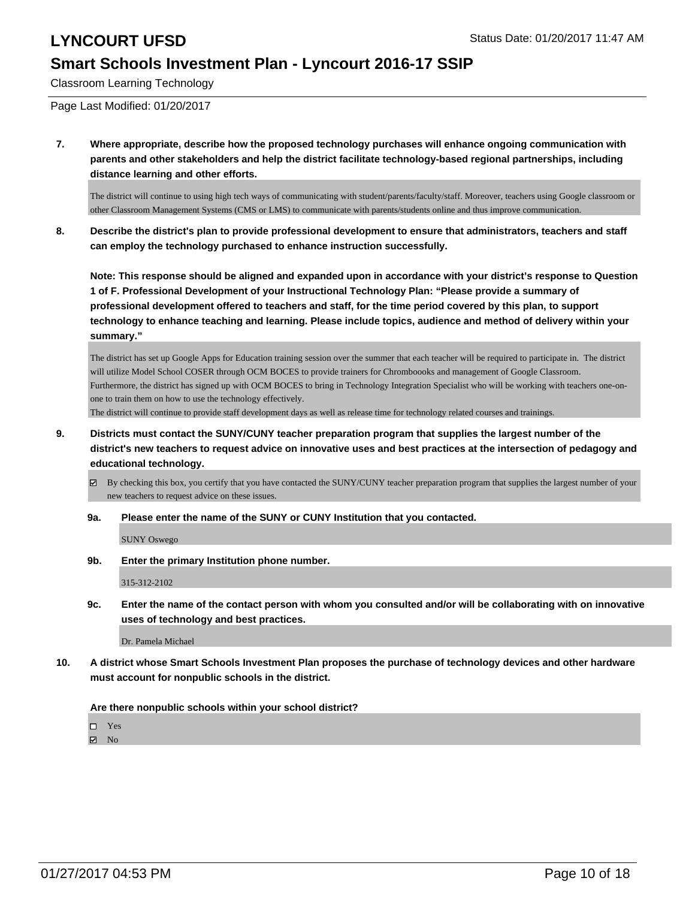Classroom Learning Technology

Page Last Modified: 01/20/2017

**7. Where appropriate, describe how the proposed technology purchases will enhance ongoing communication with parents and other stakeholders and help the district facilitate technology-based regional partnerships, including distance learning and other efforts.**

The district will continue to using high tech ways of communicating with student/parents/faculty/staff. Moreover, teachers using Google classroom or other Classroom Management Systems (CMS or LMS) to communicate with parents/students online and thus improve communication.

**8. Describe the district's plan to provide professional development to ensure that administrators, teachers and staff can employ the technology purchased to enhance instruction successfully.**

**Note: This response should be aligned and expanded upon in accordance with your district's response to Question 1 of F. Professional Development of your Instructional Technology Plan: "Please provide a summary of professional development offered to teachers and staff, for the time period covered by this plan, to support technology to enhance teaching and learning. Please include topics, audience and method of delivery within your summary."**

The district has set up Google Apps for Education training session over the summer that each teacher will be required to participate in. The district will utilize Model School COSER through OCM BOCES to provide trainers for Chromboooks and management of Google Classroom. Furthermore, the district has signed up with OCM BOCES to bring in Technology Integration Specialist who will be working with teachers one-on-one to train them on how to use the technology effectively.
The district will continue to provide staff development days as well as release time for technology related courses and trainings.

**9. Districts must contact the SUNY/CUNY teacher preparation program that supplies the largest number of the district's new teachers to request advice on innovative uses and best practices at the intersection of pedagogy and educational technology.**

☑ By checking this box, you certify that you have contacted the SUNY/CUNY teacher preparation program that supplies the largest number of your new teachers to request advice on these issues.

**9a. Please enter the name of the SUNY or CUNY Institution that you contacted.**

SUNY Oswego

**9b. Enter the primary Institution phone number.**

315-312-2102

**9c. Enter the name of the contact person with whom you consulted and/or will be collaborating with on innovative uses of technology and best practices.**

Dr. Pamela Michael

**10. A district whose Smart Schools Investment Plan proposes the purchase of technology devices and other hardware must account for nonpublic schools in the district.**

**Are there nonpublic schools within your school district?**

☐ Yes
☑ No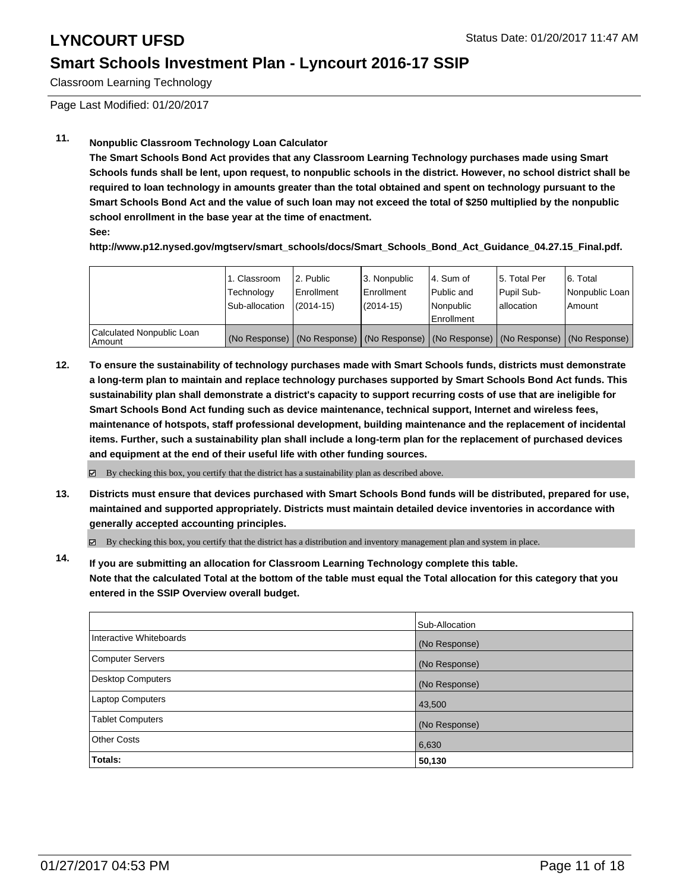# LYNCOURT UFSD

Status Date: 01/20/2017 11:47 AM

## Smart Schools Investment Plan - Lyncourt 2016-17 SSIP

Classroom Learning Technology

Page Last Modified: 01/20/2017

**11. Nonpublic Classroom Technology Loan Calculator**

**The Smart Schools Bond Act provides that any Classroom Learning Technology purchases made using Smart Schools funds shall be lent, upon request, to nonpublic schools in the district. However, no school district shall be required to loan technology in amounts greater than the total obtained and spent on technology pursuant to the Smart Schools Bond Act and the value of such loan may not exceed the total of $250 multiplied by the nonpublic school enrollment in the base year at the time of enactment.**

**See:**

**http://www.p12.nysed.gov/mgtserv/smart_schools/docs/Smart_Schools_Bond_Act_Guidance_04.27.15_Final.pdf.**

| | 1. Classroom Technology Sub-allocation | 2. Public Enrollment (2014-15) | 3. Nonpublic Enrollment (2014-15) | 4. Sum of Public and Nonpublic Enrollment | 5. Total Per Pupil Sub-allocation | 6. Total Nonpublic Loan Amount |
|---|---|---|---|---|---|---|
| Calculated Nonpublic Loan Amount | (No Response) | (No Response) | (No Response) | (No Response) | (No Response) | (No Response) |

**12. To ensure the sustainability of technology purchases made with Smart Schools funds, districts must demonstrate a long-term plan to maintain and replace technology purchases supported by Smart Schools Bond Act funds. This sustainability plan shall demonstrate a district's capacity to support recurring costs of use that are ineligible for Smart Schools Bond Act funding such as device maintenance, technical support, Internet and wireless fees, maintenance of hotspots, staff professional development, building maintenance and the replacement of incidental items. Further, such a sustainability plan shall include a long-term plan for the replacement of purchased devices and equipment at the end of their useful life with other funding sources.**

☑ By checking this box, you certify that the district has a sustainability plan as described above.

**13. Districts must ensure that devices purchased with Smart Schools Bond funds will be distributed, prepared for use, maintained and supported appropriately. Districts must maintain detailed device inventories in accordance with generally accepted accounting principles.**

☑ By checking this box, you certify that the district has a distribution and inventory management plan and system in place.

**14. If you are submitting an allocation for Classroom Learning Technology complete this table. Note that the calculated Total at the bottom of the table must equal the Total allocation for this category that you entered in the SSIP Overview overall budget.**

| | Sub-Allocation |
|---|---|
| Interactive Whiteboards | (No Response) |
| Computer Servers | (No Response) |
| Desktop Computers | (No Response) |
| Laptop Computers | 43,500 |
| Tablet Computers | (No Response) |
| Other Costs | 6,630 |
| **Totals:** | **50,130** |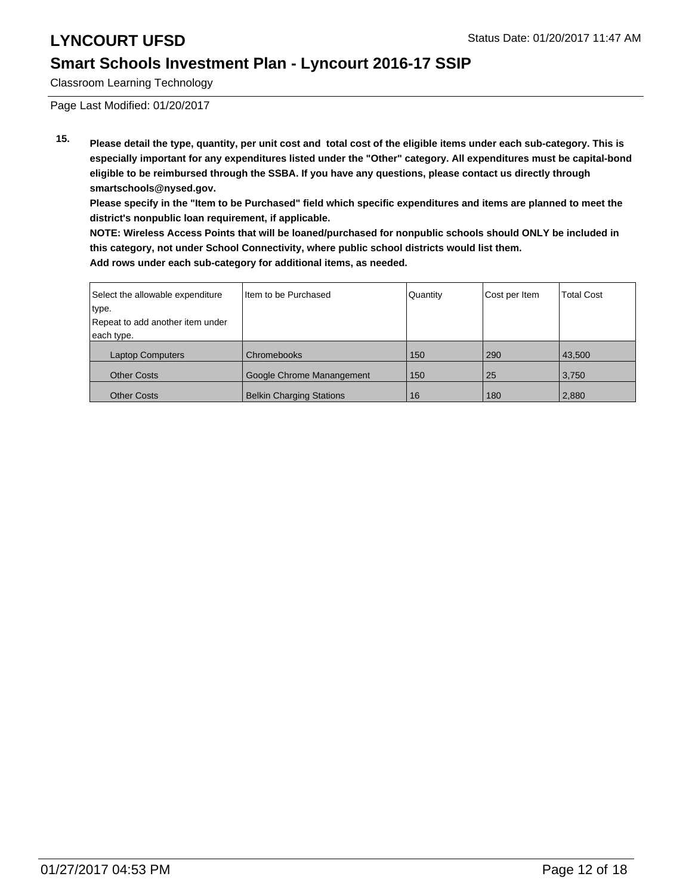15. **Please detail the type, quantity, per unit cost and total cost of the eligible items under each sub-category. This is especially important for any expenditures listed under the "Other" category. All expenditures must be capital-bond eligible to be reimbursed through the SSBA. If you have any questions, please contact us directly through smartschools@nysed.gov.**
**Please specify in the "Item to be Purchased" field which specific expenditures and items are planned to meet the district's nonpublic loan requirement, if applicable.**
**NOTE: Wireless Access Points that will be loaned/purchased for nonpublic schools should ONLY be included in this category, not under School Connectivity, where public school districts would list them.**
**Add rows under each sub-category for additional items, as needed.**

| Select the allowable expenditure type. Repeat to add another item under each type. | Item to be Purchased | Quantity | Cost per Item | Total Cost |
|---|---|---|---|---|
| Laptop Computers | Chromebooks | 150 | 290 | 43,500 |
| Other Costs | Google Chrome Manangement | 150 | 25 | 3,750 |
| Other Costs | Belkin Charging Stations | 16 | 180 | 2,880 |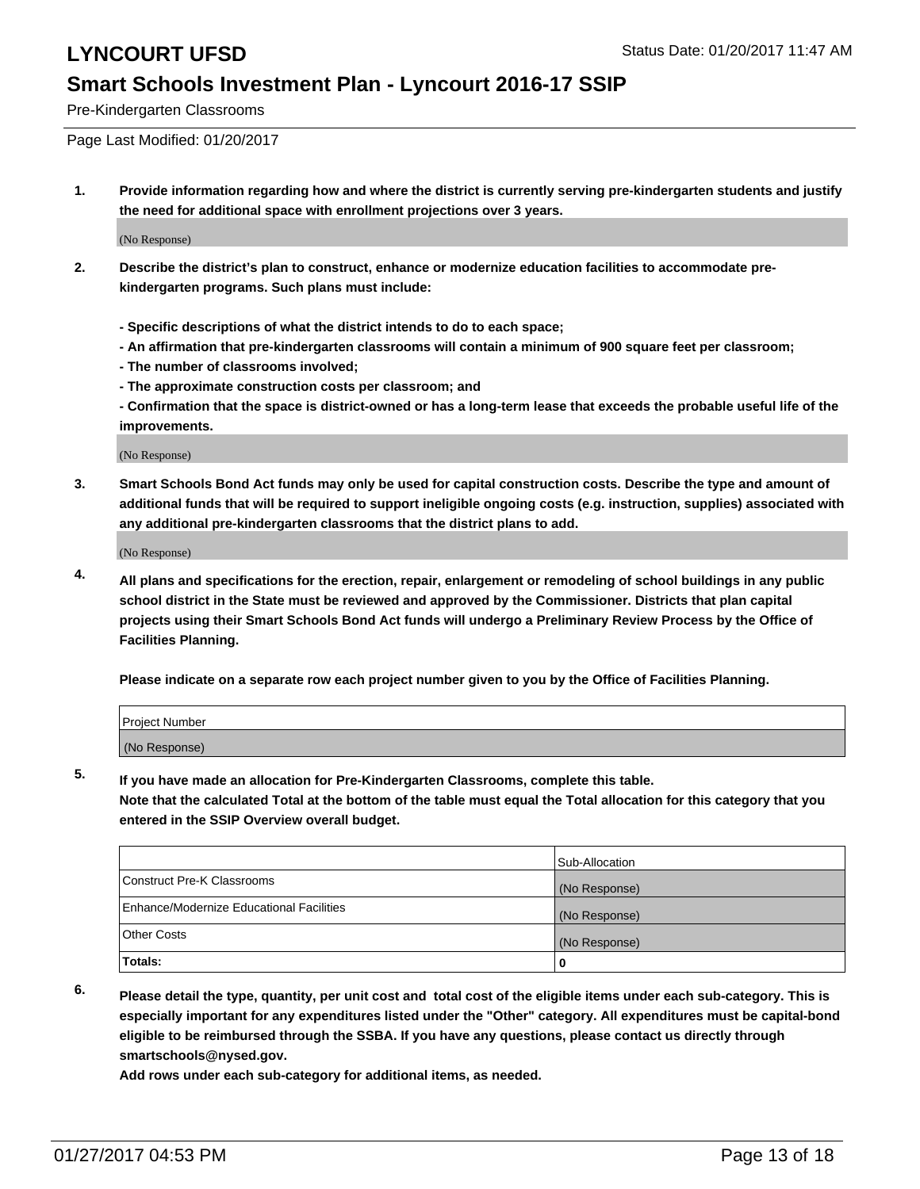Pre-Kindergarten Classrooms

Page Last Modified: 01/20/2017

1. **Provide information regarding how and where the district is currently serving pre-kindergarten students and justify the need for additional space with enrollment projections over 3 years.**

   (No Response)

2. **Describe the district's plan to construct, enhance or modernize education facilities to accommodate pre-kindergarten programs. Such plans must include:**

   **- Specific descriptions of what the district intends to do to each space;**
   **- An affirmation that pre-kindergarten classrooms will contain a minimum of 900 square feet per classroom;**
   **- The number of classrooms involved;**
   **- The approximate construction costs per classroom; and**
   **- Confirmation that the space is district-owned or has a long-term lease that exceeds the probable useful life of the improvements.**

   (No Response)

3. **Smart Schools Bond Act funds may only be used for capital construction costs. Describe the type and amount of additional funds that will be required to support ineligible ongoing costs (e.g. instruction, supplies) associated with any additional pre-kindergarten classrooms that the district plans to add.**

   (No Response)

4. **All plans and specifications for the erection, repair, enlargement or remodeling of school buildings in any public school district in the State must be reviewed and approved by the Commissioner. Districts that plan capital projects using their Smart Schools Bond Act funds will undergo a Preliminary Review Process by the Office of Facilities Planning.**

   **Please indicate on a separate row each project number given to you by the Office of Facilities Planning.**

| Project Number |
|---|
| (No Response) |

5. **If you have made an allocation for Pre-Kindergarten Classrooms, complete this table.**
   **Note that the calculated Total at the bottom of the table must equal the Total allocation for this category that you entered in the SSIP Overview overall budget.**

| | Sub-Allocation |
|---|---|
| Construct Pre-K Classrooms | (No Response) |
| Enhance/Modernize Educational Facilities | (No Response) |
| Other Costs | (No Response) |
| **Totals:** | **0** |

6. **Please detail the type, quantity, per unit cost and total cost of the eligible items under each sub-category. This is especially important for any expenditures listed under the "Other" category. All expenditures must be capital-bond eligible to be reimbursed through the SSBA. If you have any questions, please contact us directly through smartschools@nysed.gov.**
   **Add rows under each sub-category for additional items, as needed.**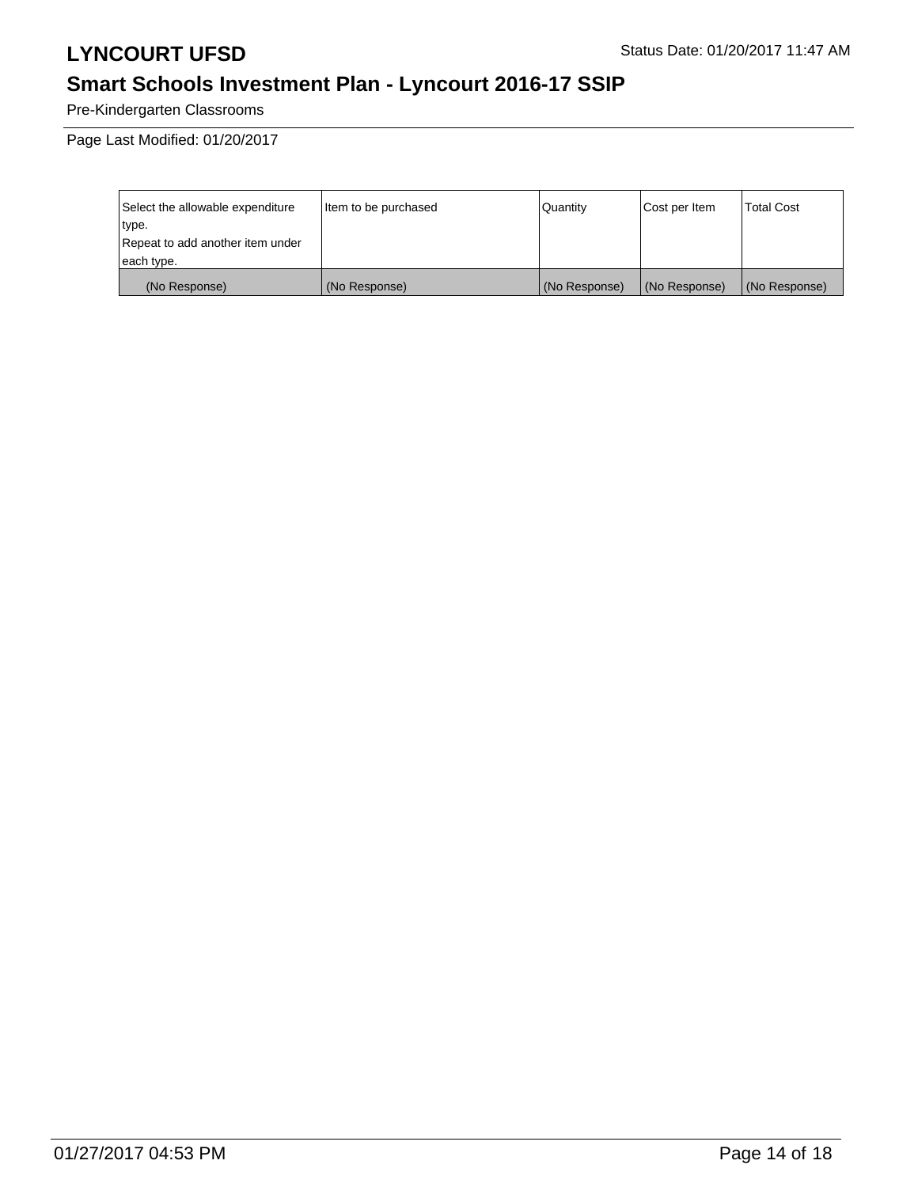# LYNCOURT UFSD

Status Date: 01/20/2017 11:47 AM

## Smart Schools Investment Plan - Lyncourt 2016-17 SSIP

Pre-Kindergarten Classrooms

Page Last Modified: 01/20/2017

| Select the allowable expenditure type. Repeat to add another item under each type. | Item to be purchased | Quantity | Cost per Item | Total Cost |
|---|---|---|---|---|
| (No Response) | (No Response) | (No Response) | (No Response) | (No Response) |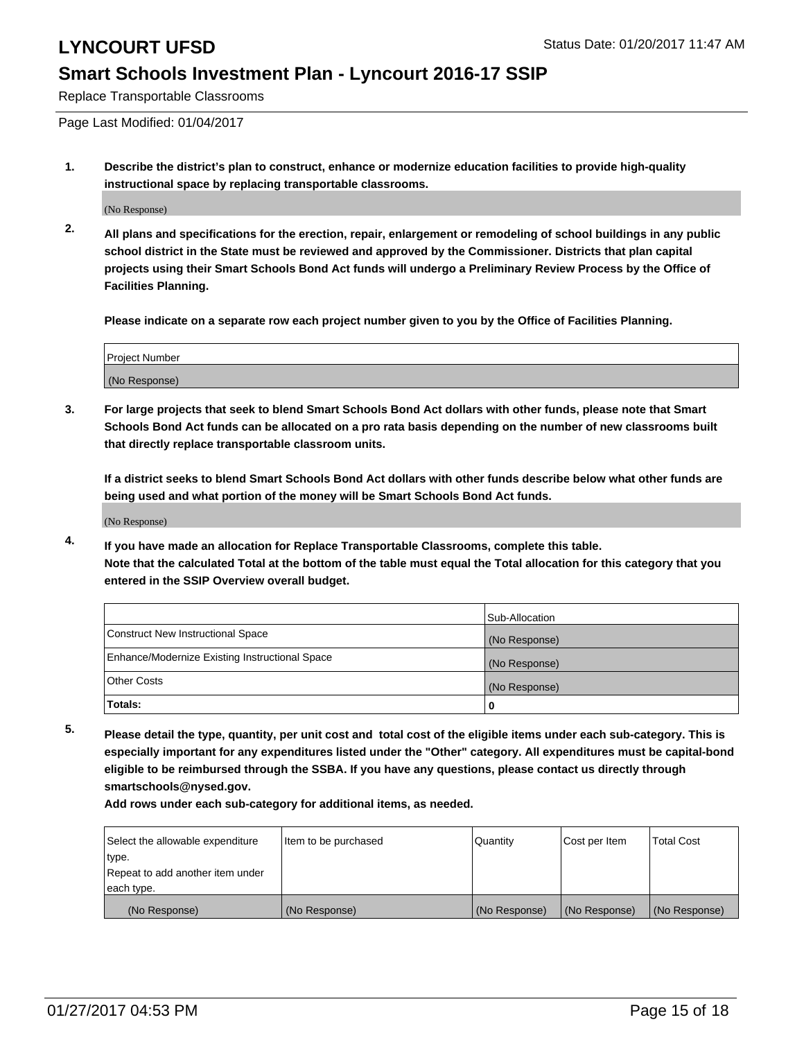# LYNCOURT UFSD

Status Date: 01/20/2017 11:47 AM

## Smart Schools Investment Plan - Lyncourt 2016-17 SSIP

Replace Transportable Classrooms

Page Last Modified: 01/04/2017

1. **Describe the district's plan to construct, enhance or modernize education facilities to provide high-quality instructional space by replacing transportable classrooms.**

   (No Response)

2. **All plans and specifications for the erection, repair, enlargement or remodeling of school buildings in any public school district in the State must be reviewed and approved by the Commissioner. Districts that plan capital projects using their Smart Schools Bond Act funds will undergo a Preliminary Review Process by the Office of Facilities Planning.**

   **Please indicate on a separate row each project number given to you by the Office of Facilities Planning.**

| Project Number |
| --- |
| (No Response) |

3. **For large projects that seek to blend Smart Schools Bond Act dollars with other funds, please note that Smart Schools Bond Act funds can be allocated on a pro rata basis depending on the number of new classrooms built that directly replace transportable classroom units.**

   **If a district seeks to blend Smart Schools Bond Act dollars with other funds describe below what other funds are being used and what portion of the money will be Smart Schools Bond Act funds.**

   (No Response)

4. **If you have made an allocation for Replace Transportable Classrooms, complete this table.**
   **Note that the calculated Total at the bottom of the table must equal the Total allocation for this category that you entered in the SSIP Overview overall budget.**

| | Sub-Allocation |
| --- | --- |
| Construct New Instructional Space | (No Response) |
| Enhance/Modernize Existing Instructional Space | (No Response) |
| Other Costs | (No Response) |
| **Totals:** | **0** |

5. **Please detail the type, quantity, per unit cost and total cost of the eligible items under each sub-category. This is especially important for any expenditures listed under the "Other" category. All expenditures must be capital-bond eligible to be reimbursed through the SSBA. If you have any questions, please contact us directly through smartschools@nysed.gov.**
   **Add rows under each sub-category for additional items, as needed.**

| Select the allowable expenditure type. Repeat to add another item under each type. | Item to be purchased | Quantity | Cost per Item | Total Cost |
| --- | --- | --- | --- | --- |
| (No Response) | (No Response) | (No Response) | (No Response) | (No Response) |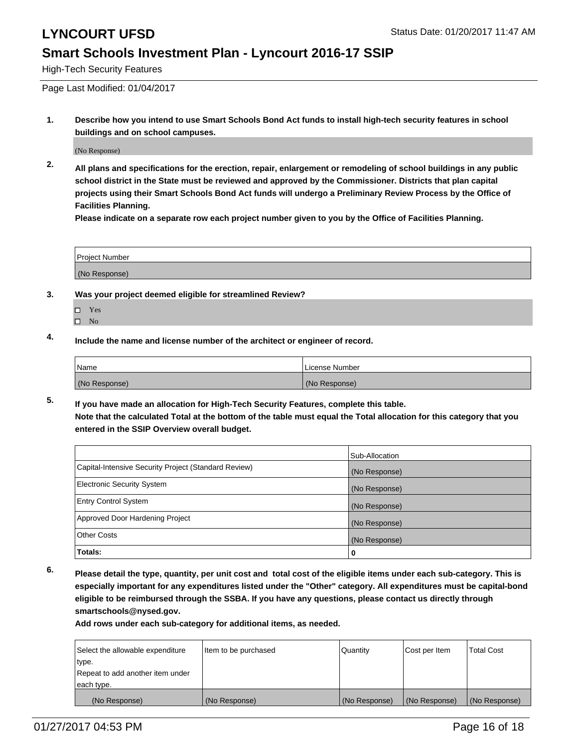# LYNCOURT UFSD

Status Date: 01/20/2017 11:47 AM

## Smart Schools Investment Plan - Lyncourt 2016-17 SSIP

High-Tech Security Features

Page Last Modified: 01/04/2017

**1. Describe how you intend to use Smart Schools Bond Act funds to install high-tech security features in school buildings and on school campuses.**

(No Response)

**2. All plans and specifications for the erection, repair, enlargement or remodeling of school buildings in any public school district in the State must be reviewed and approved by the Commissioner. Districts that plan capital projects using their Smart Schools Bond Act funds will undergo a Preliminary Review Process by the Office of Facilities Planning.**
**Please indicate on a separate row each project number given to you by the Office of Facilities Planning.**

| Project Number |
|---|
| (No Response) |

**3. Was your project deemed eligible for streamlined Review?**

- ☐ Yes
- ☐ No

**4. Include the name and license number of the architect or engineer of record.**

| Name | License Number |
|---|---|
| (No Response) | (No Response) |

**5. If you have made an allocation for High-Tech Security Features, complete this table.**
**Note that the calculated Total at the bottom of the table must equal the Total allocation for this category that you entered in the SSIP Overview overall budget.**

| | Sub-Allocation |
|---|---|
| Capital-Intensive Security Project (Standard Review) | (No Response) |
| Electronic Security System | (No Response) |
| Entry Control System | (No Response) |
| Approved Door Hardening Project | (No Response) |
| Other Costs | (No Response) |
| **Totals:** | **0** |

**6. Please detail the type, quantity, per unit cost and total cost of the eligible items under each sub-category. This is especially important for any expenditures listed under the "Other" category. All expenditures must be capital-bond eligible to be reimbursed through the SSBA. If you have any questions, please contact us directly through smartschools@nysed.gov.**
**Add rows under each sub-category for additional items, as needed.**

| Select the allowable expenditure type. Repeat to add another item under each type. | Item to be purchased | Quantity | Cost per Item | Total Cost |
|---|---|---|---|---|
| (No Response) | (No Response) | (No Response) | (No Response) | (No Response) |